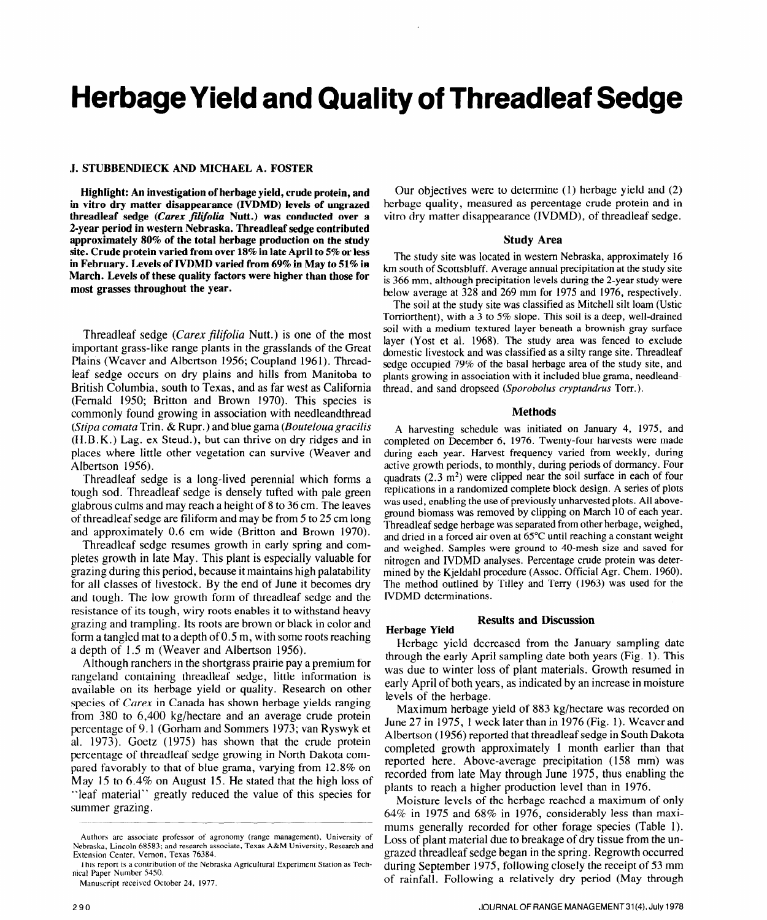# Herbage Yield and Quality of Threadleaf Sedge

**J. STUBBENDIECK AND MICHAEL A. FOSTER**

**Highlight: An investigation of herbage yield, crude protein, and in vitro dry matter disappearance (IVDMD) levels of ungrazed threadleaf sedge (*Carex filifolia* Nutt.) was conducted over a 2-year period in western Nebraska. Threadleaf sedge contributed approximately 80% of the total herbage production on the study site. Crude protein varied from over 18% in late April to 5% or less in February. Levels of IVDMD varied from 69% in May to 51% in March. Levels of these quality factors were higher than those for most grasses throughout the year.**

Threadleaf sedge (*Carex filifolia* Nutt.) is one of the most important grass-like range plants in the grasslands of the Great Plains (Weaver and Albertson 1956; Coupland 1961). Threadleaf sedge occurs on dry plains and hills from Manitoba to British Columbia, south to Texas, and as far west as California (Fernald 1950; Britton and Brown 1970). This species is commonly found growing in association with needleandthread (*Stipa comata* Trin. & Rupr.) and blue gama (*Bouteloua gracilis* (H.B.K.) Lag. ex Steud.), but can thrive on dry ridges and in places where little other vegetation can survive (Weaver and Albertson 1956).

Threadleaf sedge is a long-lived perennial which forms a tough sod. Threadleaf sedge is densely tufted with pale green glabrous culms and may reach a height of 8 to 36 cm. The leaves of threadleaf sedge are filiform and may be from 5 to 25 cm long and approximately 0.6 cm wide (Britton and Brown 1970).

Threadleaf sedge resumes growth in early spring and completes growth in late May. This plant is especially valuable for grazing during this period, because it maintains high palatability for all classes of livestock. By the end of June it becomes dry and tough. The low growth form of threadleaf sedge and the resistance of its tough, wiry roots enables it to withstand heavy grazing and trampling. Its roots are brown or black in color and form a tangled mat to a depth of 0.5 m, with some roots reaching a depth of 1.5 m (Weaver and Albertson 1956).

Although ranchers in the shortgrass prairie pay a premium for rangeland containing threadleaf sedge, little information is available on its herbage yield or quality. Research on other species of *Carex* in Canada has shown herbage yields ranging from 380 to 6,400 kg/hectare and an average crude protein percentage of 9.1 (Gorham and Sommers 1973; van Ryswyk et al. 1973). Goetz (1975) has shown that the crude protein percentage of threadleaf sedge growing in North Dakota compared favorably to that of blue grama, varying from 12.8% on May 15 to 6.4% on August 15. He stated that the high loss of "leaf material" greatly reduced the value of this species for summer grazing.

Authors are associate professor of agronomy (range management), University of Nebraska, Lincoln 68583; and research associate, Texas A&M University, Research and Extension Center, Vernon, Texas 76384.

This report is a contribution of the Nebraska Agricultural Experiment Station as Technical Paper Number 5450.

Manuscript received October 24, 1977.

Our objectives were to determine (1) herbage yield and (2) herbage quality, measured as percentage crude protein and in vitro dry matter disappearance (IVDMD), of threadleaf sedge.

## Study Area

The study site was located in western Nebraska, approximately 16 km south of Scottsbluff. Average annual precipitation at the study site is 366 mm, although precipitation levels during the 2-year study were below average at 328 and 269 mm for 1975 and 1976, respectively.

The soil at the study site was classified as Mitchell silt loam (Ustic Torriorthent), with a 3 to 5% slope. This soil is a deep, well-drained soil with a medium textured layer beneath a brownish gray surface layer (Yost et al. 1968). The study area was fenced to exclude domestic livestock and was classified as a silty range site. Threadleaf sedge occupied 79% of the basal herbage area of the study site, and plants growing in association with it included blue grama, needleandthread, and sand dropseed (*Sporobolus cryptandrus* Torr.).

## Methods

A harvesting schedule was initiated on January 4, 1975, and completed on December 6, 1976. Twenty-four harvests were made during each year. Harvest frequency varied from weekly, during active growth periods, to monthly, during periods of dormancy. Four quadrats (2.3 m²) were clipped near the soil surface in each of four replications in a randomized complete block design. A series of plots was used, enabling the use of previously unharvested plots. All aboveground biomass was removed by clipping on March 10 of each year. Threadleaf sedge herbage was separated from other herbage, weighed, and dried in a forced air oven at 65°C until reaching a constant weight and weighed. Samples were ground to 40-mesh size and saved for nitrogen and IVDMD analyses. Percentage crude protein was determined by the Kjeldahl procedure (Assoc. Official Agr. Chem. 1960). The method outlined by Tilley and Terry (1963) was used for the IVDMD determinations.

## Results and Discussion

### Herbage Yield

Herbage yield decreased from the January sampling date through the early April sampling date both years (Fig. 1). This was due to winter loss of plant materials. Growth resumed in early April of both years, as indicated by an increase in moisture levels of the herbage.

Maximum herbage yield of 883 kg/hectare was recorded on June 27 in 1975, 1 week later than in 1976 (Fig. 1). Weaver and Albertson (1956) reported that threadleaf sedge in South Dakota completed growth approximately 1 month earlier than that reported here. Above-average precipitation (158 mm) was recorded from late May through June 1975, thus enabling the plants to reach a higher production level than in 1976.

Moisture levels of the herbage reached a maximum of only 64% in 1975 and 68% in 1976, considerably less than maximums generally recorded for other forage species (Table 1). Loss of plant material due to breakage of dry tissue from the ungrazed threadleaf sedge began in the spring. Regrowth occurred during September 1975, following closely the receipt of 53 mm of rainfall. Following a relatively dry period (May through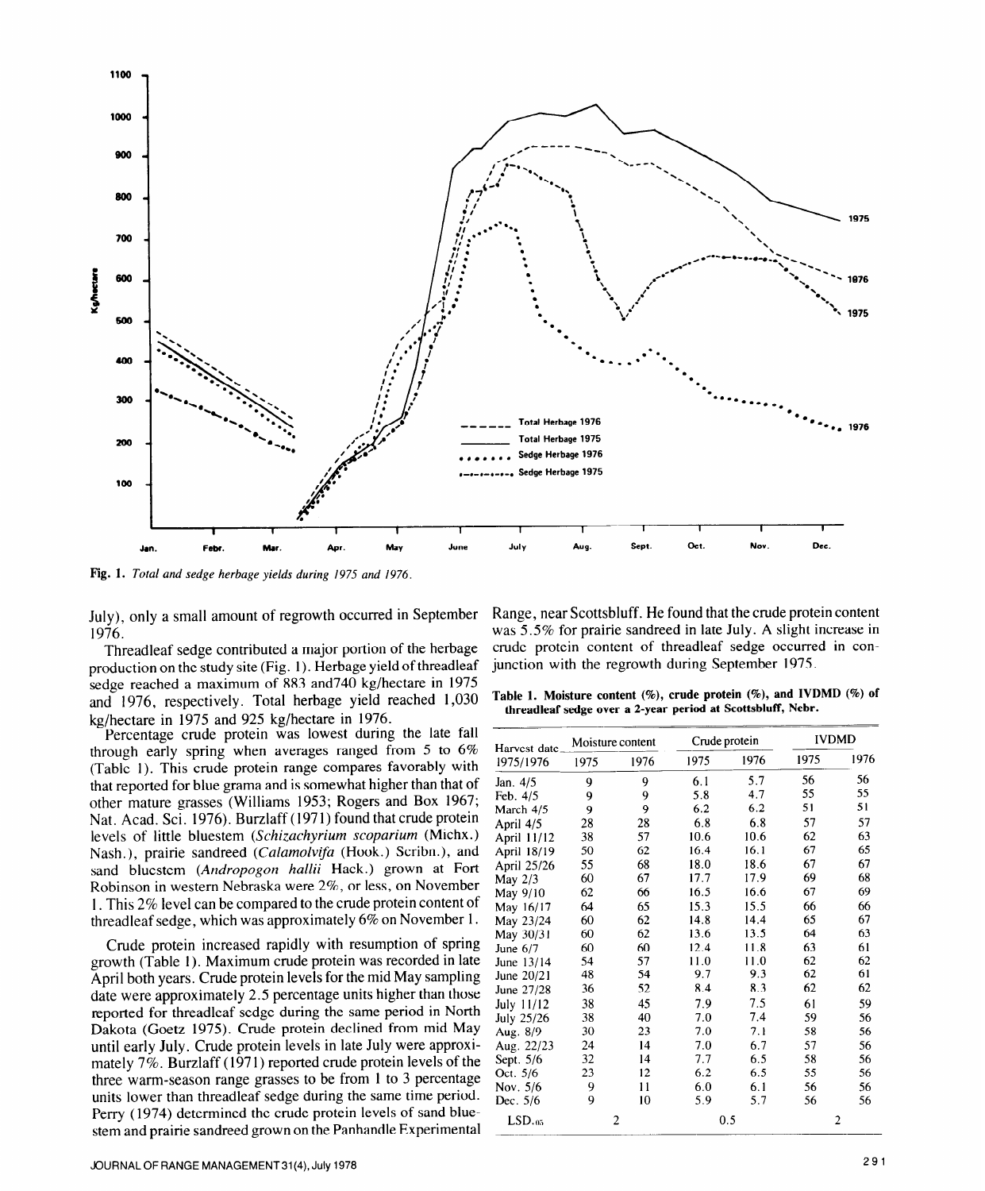Fig. 1. *Total and sedge herbage yields during 1975 and 1976.*

July), only a small amount of regrowth occurred in September 1976.

Threadleaf sedge contributed a major portion of the herbage production on the study site (Fig. 1). Herbage yield of threadleaf sedge reached a maximum of 883 and740 kg/hectare in 1975 and 1976, respectively. Total herbage yield reached 1,030 kg/hectare in 1975 and 925 kg/hectare in 1976.

Percentage crude protein was lowest during the late fall through early spring when averages ranged from 5 to 6% (Table 1). This crude protein range compares favorably with that reported for blue grama and is somewhat higher than that of other mature grasses (Williams 1953; Rogers and Box 1967; Nat. Acad. Sci. 1976). Burzlaff (1971) found that crude protein levels of little bluestem (*Schizachyrium scoparium* (Michx.) Nash.), prairie sandreed (*Calamolvifa* (Hook.) Scribn.), and sand bluestem (*Andropogon hallii* Hack.) grown at Fort Robinson in western Nebraska were 2%, or less, on November 1. This 2% level can be compared to the crude protein content of threadleaf sedge, which was approximately 6% on November 1.

Crude protein increased rapidly with resumption of spring growth (Table 1). Maximum crude protein was recorded in late April both years. Crude protein levels for the mid May sampling date were approximately 2.5 percentage units higher than those reported for threadleaf sedge during the same period in North Dakota (Goetz 1975). Crude protein declined from mid May until early July. Crude protein levels in late July were approximately 7%. Burzlaff (1971) reported crude protein levels of the three warm-season range grasses to be from 1 to 3 percentage units lower than threadleaf sedge during the same time period. Perry (1974) determined the crude protein levels of sand bluestem and prairie sandreed grown on the Panhandle Experimental Range, near Scottsbluff. He found that the crude protein content was 5.5% for prairie sandreed in late July. A slight increase in crude protein content of threadleaf sedge occurred in conjunction with the regrowth during September 1975.

**Table 1. Moisture content (%), crude protein (%), and IVDMD (%) of threadleaf sedge over a 2-year period at Scottsbluff, Nebr.**

| Harvest date | Moisture content | | Crude protein | | IVDMD | |
|---|---|---|---|---|---|---|
| 1975/1976 | 1975 | 1976 | 1975 | 1976 | 1975 | 1976 |
| Jan. 4/5 | 9 | 9 | 6.1 | 5.7 | 56 | 56 |
| Feb. 4/5 | 9 | 9 | 5.8 | 4.7 | 55 | 55 |
| March 4/5 | 9 | 9 | 6.2 | 6.2 | 51 | 51 |
| April 4/5 | 28 | 28 | 6.8 | 6.8 | 57 | 57 |
| April 11/12 | 38 | 57 | 10.6 | 10.6 | 62 | 63 |
| April 18/19 | 50 | 62 | 16.4 | 16.1 | 67 | 65 |
| April 25/26 | 55 | 68 | 18.0 | 18.6 | 67 | 67 |
| May 2/3 | 60 | 67 | 17.7 | 17.9 | 69 | 68 |
| May 9/10 | 62 | 66 | 16.5 | 16.6 | 67 | 69 |
| May 16/17 | 64 | 65 | 15.3 | 15.5 | 66 | 66 |
| May 23/24 | 60 | 62 | 14.8 | 14.4 | 65 | 67 |
| May 30/31 | 60 | 62 | 13.6 | 13.5 | 64 | 63 |
| June 6/7 | 60 | 60 | 12.4 | 11.8 | 63 | 61 |
| June 13/14 | 54 | 57 | 11.0 | 11.0 | 62 | 62 |
| June 20/21 | 48 | 54 | 9.7 | 9.3 | 62 | 61 |
| June 27/28 | 36 | 52 | 8.4 | 8.3 | 62 | 62 |
| July 11/12 | 38 | 45 | 7.9 | 7.5 | 61 | 59 |
| July 25/26 | 38 | 40 | 7.0 | 7.4 | 59 | 56 |
| Aug. 8/9 | 30 | 23 | 7.0 | 7.1 | 58 | 56 |
| Aug. 22/23 | 24 | 14 | 7.0 | 6.7 | 57 | 56 |
| Sept. 5/6 | 32 | 14 | 7.7 | 6.5 | 58 | 56 |
| Oct. 5/6 | 23 | 12 | 6.2 | 6.5 | 55 | 56 |
| Nov. 5/6 | 9 | 11 | 6.0 | 6.1 | 56 | 56 |
| Dec. 5/6 | 9 | 10 | 5.9 | 5.7 | 56 | 56 |
| $LSD_{.05}$ | 2 | | 0.5 | | 2 | |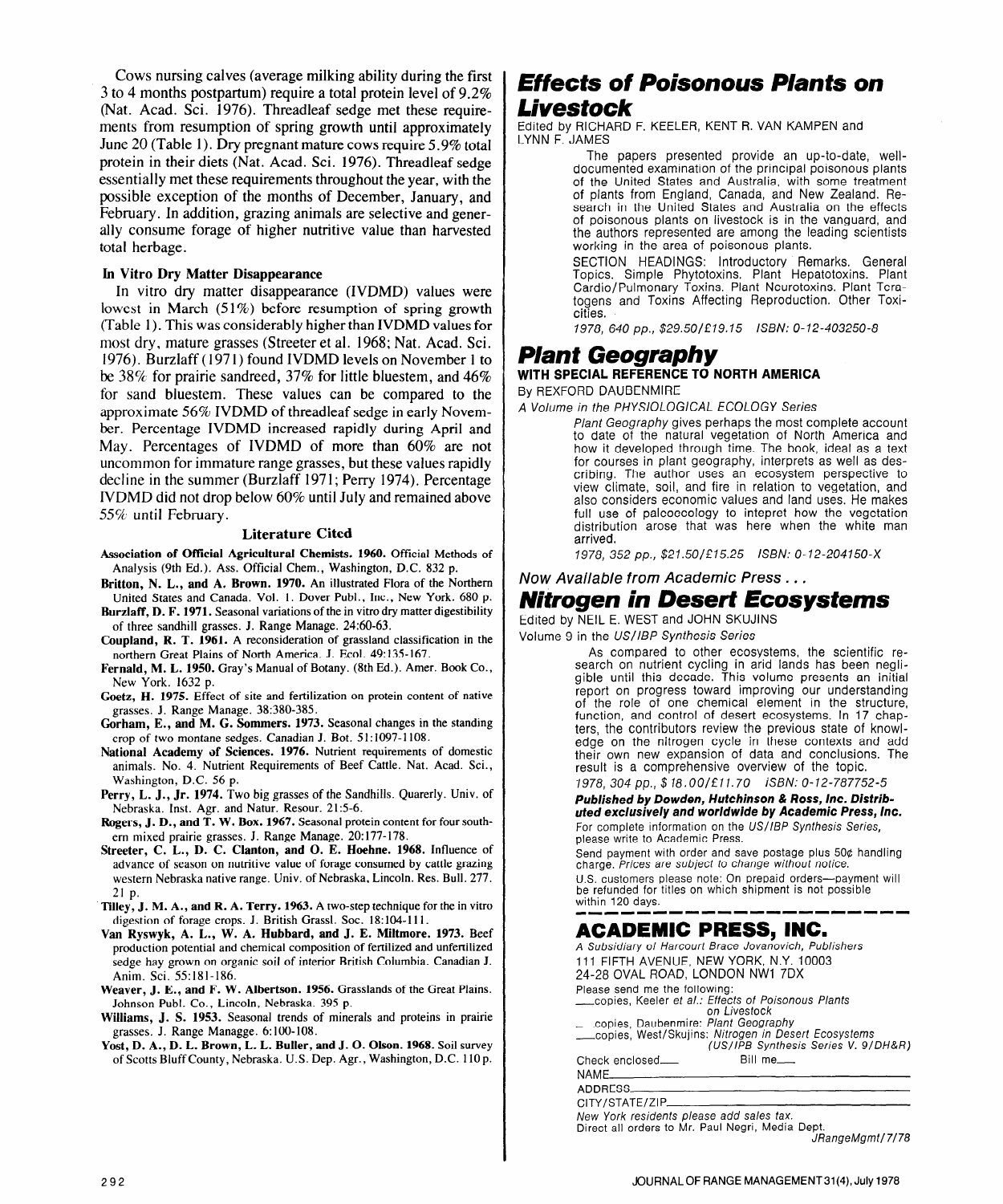Cows nursing calves (average milking ability during the first 3 to 4 months postpartum) require a total protein level of 9.2% (Nat. Acad. Sci. 1976). Threadleaf sedge met these requirements from resumption of spring growth until approximately June 20 (Table 1). Dry pregnant mature cows require 5.9% total protein in their diets (Nat. Acad. Sci. 1976). Threadleaf sedge essentially met these requirements throughout the year, with the possible exception of the months of December, January, and February. In addition, grazing animals are selective and generally consume forage of higher nutritive value than harvested total herbage.

### In Vitro Dry Matter Disappearance

In vitro dry matter disappearance (IVDMD) values were lowest in March (51%) before resumption of spring growth (Table 1). This was considerably higher than IVDMD values for most dry, mature grasses (Streeter et al. 1968; Nat. Acad. Sci. 1976). Burzlaff (1971) found IVDMD levels on November 1 to be 38% for prairie sandreed, 37% for little bluestem, and 46% for sand bluestem. These values can be compared to the approximate 56% IVDMD of threadleaf sedge in early November. Percentage IVDMD increased rapidly during April and May. Percentages of IVDMD of more than 60% are not uncommon for immature range grasses, but these values rapidly decline in the summer (Burzlaff 1971; Perry 1974). Percentage IVDMD did not drop below 60% until July and remained above 55% until February.

## Literature Cited

**Association of Official Agricultural Chemists. 1960.** Official Methods of Analysis (9th Ed.). Ass. Official Chem., Washington, D.C. 832 p.

**Britton, N. L., and A. Brown. 1970.** An illustrated Flora of the Northern United States and Canada. Vol. 1. Dover Publ., Inc., New York. 680 p.

**Burzlaff, D. F. 1971.** Seasonal variations of the in vitro dry matter digestibility of three sandhill grasses. J. Range Manage. 24:60-63.

**Coupland, R. T. 1961.** A reconsideration of grassland classification in the northern Great Plains of North America. J. Ecol. 49:135-167.

**Fernald, M. L. 1950.** Gray's Manual of Botany. (8th Ed.). Amer. Book Co., New York. 1632 p.

**Goetz, H. 1975.** Effect of site and fertilization on protein content of native grasses. J. Range Manage. 38:380-385.

**Gorham, E., and M. G. Sommers. 1973.** Seasonal changes in the standing crop of two montane sedges. Canadian J. Bot. 51:1097-1108.

**National Academy of Sciences. 1976.** Nutrient requirements of domestic animals. No. 4. Nutrient Requirements of Beef Cattle. Nat. Acad. Sci., Washington, D.C. 56 p.

**Perry, L. J., Jr. 1974.** Two big grasses of the Sandhills. Quarerly. Univ. of Nebraska. Inst. Agr. and Natur. Resour. 21:5-6.

**Rogers, J. D., and T. W. Box. 1967.** Seasonal protein content for four southern mixed prairie grasses. J. Range Manage. 20:177-178.

**Streeter, C. L., D. C. Clanton, and O. E. Hoehne. 1968.** Influence of advance of season on nutritive value of forage consumed by cattle grazing western Nebraska native range. Univ. of Nebraska, Lincoln. Res. Bull. 277. 21 p.

**Tilley, J. M. A., and R. A. Terry. 1963.** A two-step technique for the in vitro digestion of forage crops. J. British Grassl. Soc. 18:104-111.

**Van Ryswyk, A. L., W. A. Hubbard, and J. E. Miltmore. 1973.** Beef production potential and chemical composition of fertilized and unfertilized sedge hay grown on organic soil of interior British Columbia. Canadian J. Anim. Sci. 55:181-186.

**Weaver, J. E., and F. W. Albertson. 1956.** Grasslands of the Great Plains. Johnson Publ. Co., Lincoln, Nebraska. 395 p.

**Williams, J. S. 1953.** Seasonal trends of minerals and proteins in prairie grasses. J. Range Managge. 6:100-108.

**Yost, D. A., D. L. Brown, L. L. Buller, and J. O. Olson. 1968.** Soil survey of Scotts Bluff County, Nebraska. U.S. Dep. Agr., Washington, D.C. 110 p.

## *Effects of Poisonous Plants on Livestock*

Edited by RICHARD F. KEELER, KENT R. VAN KAMPEN and LYNN F. JAMES

The papers presented provide an up-to-date, well-documented examination of the principal poisonous plants of the United States and Australia, with some treatment of plants from England, Canada, and New Zealand. Research in the United States and Australia on the effects of poisonous plants on livestock is in the vanguard, and the authors represented are among the leading scientists working in the area of poisonous plants.

SECTION HEADINGS: Introductory Remarks. General Topics. Simple Phytotoxins. Plant Hepatotoxins. Plant Cardio/Pulmonary Toxins. Plant Neurotoxins. Plant Teratogens and Toxins Affecting Reproduction. Other Toxicities.

*1978, 640 pp., $29.50/£19.15 ISBN: 0-12-403250-8*

## *Plant Geography*

**WITH SPECIAL REFERENCE TO NORTH AMERICA**

By REXFORD DAUBENMIRE

*A Volume in the PHYSIOLOGICAL ECOLOGY Series*

*Plant Geography* gives perhaps the most complete account to date of the natural vegetation of North America and how it developed through time. The book, ideal as a text for courses in plant geography, interprets as well as describing. The author uses an ecosystem perspective to view climate, soil, and fire in relation to vegetation, and also considers economic values and land uses. He makes full use of paleoecology to intepret how the vegetation distribution arose that was here when the white man arrived.

*1978, 352 pp., $21.50/£15.25 ISBN: 0-12-204150-X*

*Now Available from Academic Press . . .*

## *Nitrogen in Desert Ecosystems*

Edited by NEIL E. WEST and JOHN SKUJINS

Volume 9 in the *US/IBP Synthesis Series*

As compared to other ecosystems, the scientific research on nutrient cycling in arid lands has been negligible until this decade. This volume presents an initial report on progress toward improving our understanding of the role of one chemical element in the structure, function, and control of desert ecosystems. In 17 chapters, the contributors review the previous state of knowledge on the nitrogen cycle in these contexts and add their own new expansion of data and conclusions. The result is a comprehensive overview of the topic.

*1978, 304 pp., $18.00/£11.70 ISBN: 0-12-787752-5*

***Published by Dowden, Hutchinson & Ross, Inc. Distributed exclusively and worldwide by Academic Press, Inc.***

For complete information on the US/IBP Synthesis Series, please write to Academic Press.

Send payment with order and save postage plus 50¢ handling charge. *Prices are subject to change without notice.*

U.S. customers please note: On prepaid orders—payment will be refunded for titles on which shipment is not possible within 120 days.

## ACADEMIC PRESS, INC.

*A Subsidiary of Harcourt Brace Jovanovich, Publishers*

111 FIFTH AVENUE, NEW YORK, N.Y. 10003

24-28 OVAL ROAD, LONDON NW1 7DX

Please send me the following:

___copies, Keeler *et al.*: *Effects of Poisonous Plants on Livestock*

___copies, Daubenmire: *Plant Geography*

___copies, West/Skujins: *Nitrogen in Desert Ecosystems (US/IPB Synthesis Series V. 9/DH&R)*

Check enclosed___ Bill me___

NAME___

ADDRESS___

CITY/STATE/ZIP___

*New York residents please add sales tax.*

Direct all orders to Mr. Paul Negri, Media Dept.

*JRangeMgmt/7/78*